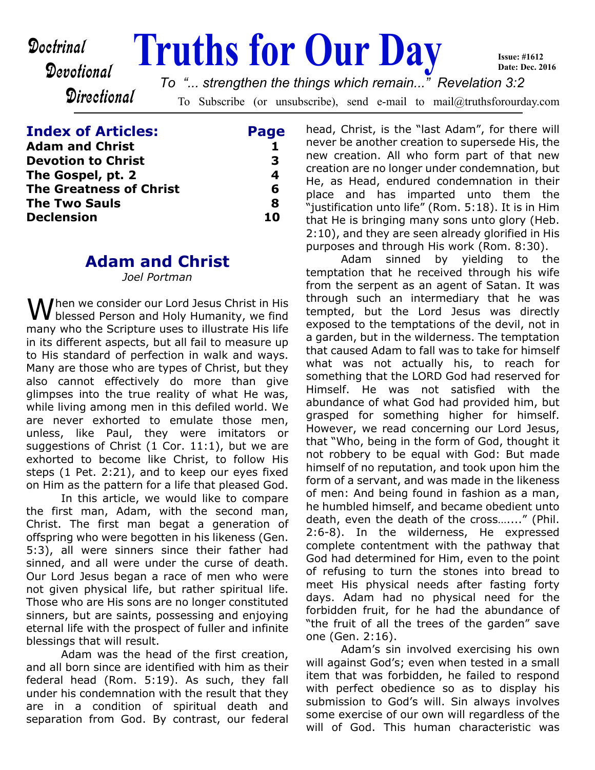Doctrinal
Devotional
Directional

# Truths for Our Day

Issue: #1612
Date: Dec. 2016

*To "... strengthen the things which remain..." Revelation 3:2*

To Subscribe (or unsubscribe), send e-mail to mail@truthsforourday.com

| Index of Articles: | Page |
|---|---|
| Adam and Christ | 1 |
| Devotion to Christ | 3 |
| The Gospel, pt. 2 | 4 |
| The Greatness of Christ | 6 |
| The Two Sauls | 8 |
| Declension | 10 |

## Adam and Christ

*Joel Portman*

When we consider our Lord Jesus Christ in His blessed Person and Holy Humanity, we find many who the Scripture uses to illustrate His life in its different aspects, but all fail to measure up to His standard of perfection in walk and ways. Many are those who are types of Christ, but they also cannot effectively do more than give glimpses into the true reality of what He was, while living among men in this defiled world. We are never exhorted to emulate those men, unless, like Paul, they were imitators or suggestions of Christ (1 Cor. 11:1), but we are exhorted to become like Christ, to follow His steps (1 Pet. 2:21), and to keep our eyes fixed on Him as the pattern for a life that pleased God.

In this article, we would like to compare the first man, Adam, with the second man, Christ. The first man begat a generation of offspring who were begotten in his likeness (Gen. 5:3), all were sinners since their father had sinned, and all were under the curse of death. Our Lord Jesus began a race of men who were not given physical life, but rather spiritual life. Those who are His sons are no longer constituted sinners, but are saints, possessing and enjoying eternal life with the prospect of fuller and infinite blessings that will result.

Adam was the head of the first creation, and all born since are identified with him as their federal head (Rom. 5:19). As such, they fall under his condemnation with the result that they are in a condition of spiritual death and separation from God. By contrast, our federal head, Christ, is the "last Adam", for there will never be another creation to supersede His, the new creation. All who form part of that new creation are no longer under condemnation, but He, as Head, endured condemnation in their place and has imparted unto them the "justification unto life" (Rom. 5:18). It is in Him that He is bringing many sons unto glory (Heb. 2:10), and they are seen already glorified in His purposes and through His work (Rom. 8:30).

Adam sinned by yielding to the temptation that he received through his wife from the serpent as an agent of Satan. It was through such an intermediary that he was tempted, but the Lord Jesus was directly exposed to the temptations of the devil, not in a garden, but in the wilderness. The temptation that caused Adam to fall was to take for himself what was not actually his, to reach for something that the LORD God had reserved for Himself. He was not satisfied with the abundance of what God had provided him, but grasped for something higher for himself. However, we read concerning our Lord Jesus, that "Who, being in the form of God, thought it not robbery to be equal with God: But made himself of no reputation, and took upon him the form of a servant, and was made in the likeness of men: And being found in fashion as a man, he humbled himself, and became obedient unto death, even the death of the cross……" (Phil. 2:6-8). In the wilderness, He expressed complete contentment with the pathway that God had determined for Him, even to the point of refusing to turn the stones into bread to meet His physical needs after fasting forty days. Adam had no physical need for the forbidden fruit, for he had the abundance of "the fruit of all the trees of the garden" save one (Gen. 2:16).

Adam's sin involved exercising his own will against God's; even when tested in a small item that was forbidden, he failed to respond with perfect obedience so as to display his submission to God's will. Sin always involves some exercise of our own will regardless of the will of God. This human characteristic was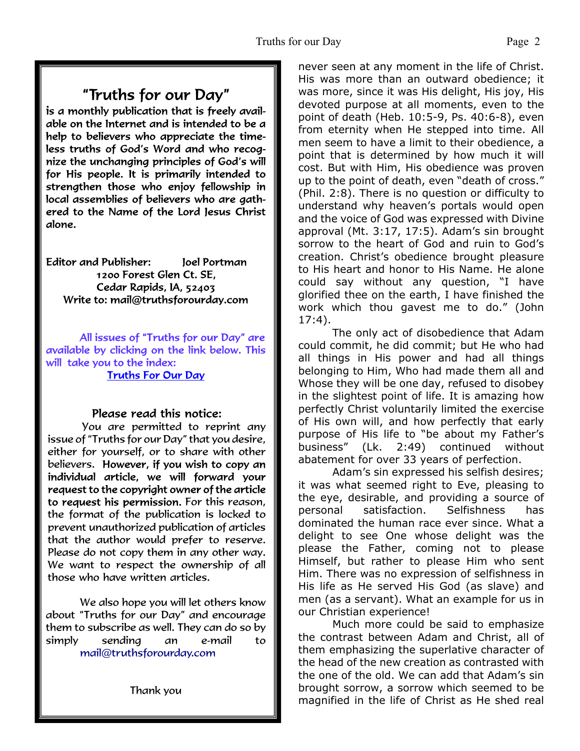## "Truths for our Day"

**is a monthly publication that is freely available on the Internet and is intended to be a help to believers who appreciate the timeless truths of God's Word and who recognize the unchanging principles of God's will for His people. It is primarily intended to strengthen those who enjoy fellowship in local assemblies of believers who are gathered to the Name of the Lord Jesus Christ alone.**

Editor and Publisher: Joel Portman
1200 Forest Glen Ct. SE,
Cedar Rapids, IA, 52403
Write to: mail@truthsforourday.com

All issues of "Truths for our Day" are available by clicking on the link below. This will take you to the index:
Truths For Our Day

### Please read this notice:

You are permitted to reprint any issue of "Truths for our Day" that you desire, either for yourself, or to share with other believers. **However, if you wish to copy an individual article, we will forward your request to the copyright owner of the article to request his permission.** For this reason, the format of the publication is locked to prevent unauthorized publication of articles that the author would prefer to reserve. Please do not copy them in any other way. We want to respect the ownership of all those who have written articles.

We also hope you will let others know about "Truths for our Day" and encourage them to subscribe as well. They can do so by simply sending an e-mail to mail@truthsforourday.com

Thank you

---

never seen at any moment in the life of Christ. His was more than an outward obedience; it was more, since it was His delight, His joy, His devoted purpose at all moments, even to the point of death (Heb. 10:5-9, Ps. 40:6-8), even from eternity when He stepped into time. All men seem to have a limit to their obedience, a point that is determined by how much it will cost. But with Him, His obedience was proven up to the point of death, even "death of cross." (Phil. 2:8). There is no question or difficulty to understand why heaven's portals would open and the voice of God was expressed with Divine approval (Mt. 3:17, 17:5). Adam's sin brought sorrow to the heart of God and ruin to God's creation. Christ's obedience brought pleasure to His heart and honor to His Name. He alone could say without any question, "I have glorified thee on the earth, I have finished the work which thou gavest me to do." (John 17:4).

The only act of disobedience that Adam could commit, he did commit; but He who had all things in His power and had all things belonging to Him, Who had made them all and Whose they will be one day, refused to disobey in the slightest point of life. It is amazing how perfectly Christ voluntarily limited the exercise of His own will, and how perfectly that early purpose of His life to "be about my Father's business" (Lk. 2:49) continued without abatement for over 33 years of perfection.

Adam's sin expressed his selfish desires; it was what seemed right to Eve, pleasing to the eye, desirable, and providing a source of personal satisfaction. Selfishness has dominated the human race ever since. What a delight to see One whose delight was the please the Father, coming not to please Himself, but rather to please Him who sent Him. There was no expression of selfishness in His life as He served His God (as slave) and men (as a servant). What an example for us in our Christian experience!

Much more could be said to emphasize the contrast between Adam and Christ, all of them emphasizing the superlative character of the head of the new creation as contrasted with the one of the old. We can add that Adam's sin brought sorrow, a sorrow which seemed to be magnified in the life of Christ as He shed real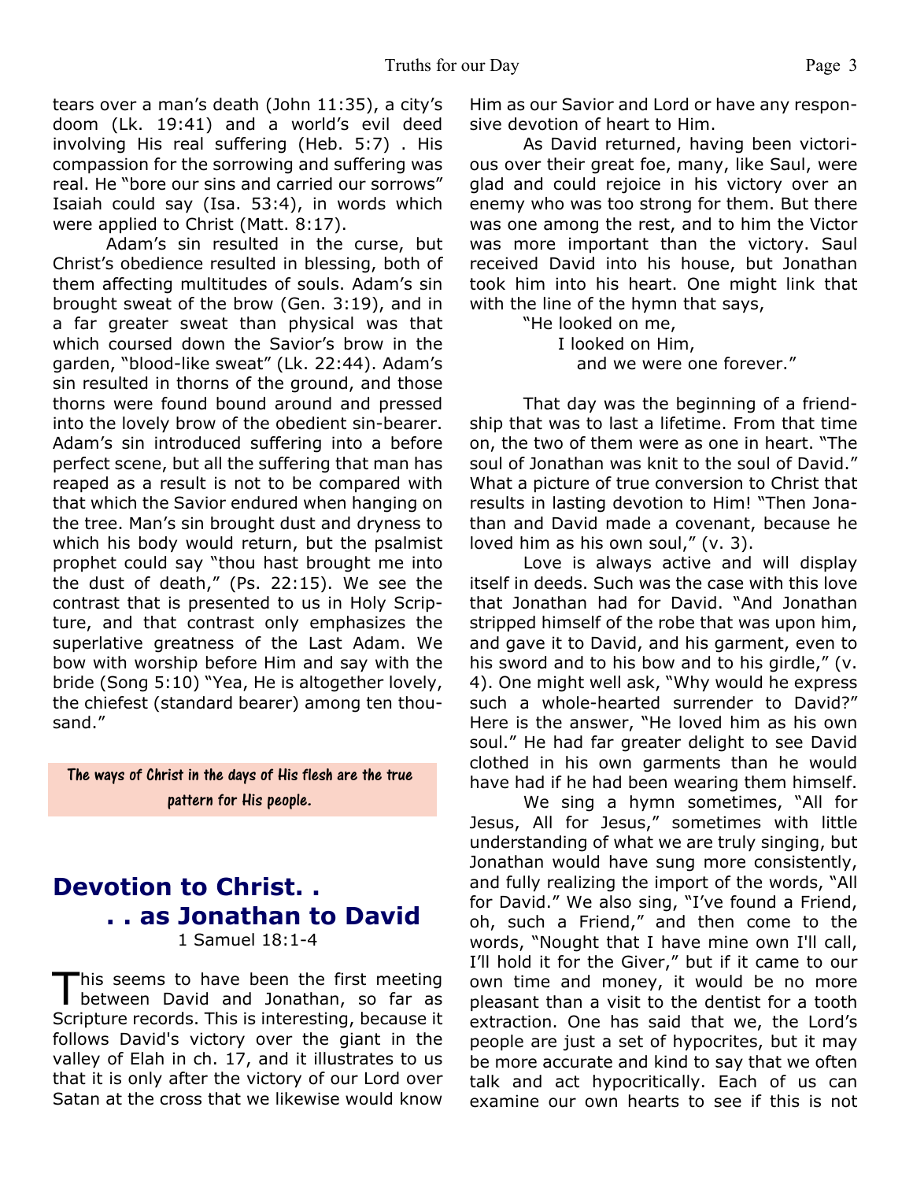tears over a man's death (John 11:35), a city's doom (Lk. 19:41) and a world's evil deed involving His real suffering (Heb. 5:7) . His compassion for the sorrowing and suffering was real. He "bore our sins and carried our sorrows" Isaiah could say (Isa. 53:4), in words which were applied to Christ (Matt. 8:17).

Adam's sin resulted in the curse, but Christ's obedience resulted in blessing, both of them affecting multitudes of souls. Adam's sin brought sweat of the brow (Gen. 3:19), and in a far greater sweat than physical was that which coursed down the Savior's brow in the garden, "blood-like sweat" (Lk. 22:44). Adam's sin resulted in thorns of the ground, and those thorns were found bound around and pressed into the lovely brow of the obedient sin-bearer. Adam's sin introduced suffering into a before perfect scene, but all the suffering that man has reaped as a result is not to be compared with that which the Savior endured when hanging on the tree. Man's sin brought dust and dryness to which his body would return, but the psalmist prophet could say "thou hast brought me into the dust of death," (Ps. 22:15). We see the contrast that is presented to us in Holy Scripture, and that contrast only emphasizes the superlative greatness of the Last Adam. We bow with worship before Him and say with the bride (Song 5:10) "Yea, He is altogether lovely, the chiefest (standard bearer) among ten thousand."

**The ways of Christ in the days of His flesh are the true pattern for His people.**

## Devotion to Christ. . . . as Jonathan to David

1 Samuel 18:1-4

This seems to have been the first meeting between David and Jonathan, so far as Scripture records. This is interesting, because it follows David's victory over the giant in the valley of Elah in ch. 17, and it illustrates to us that it is only after the victory of our Lord over Satan at the cross that we likewise would know Him as our Savior and Lord or have any responsive devotion of heart to Him.

As David returned, having been victorious over their great foe, many, like Saul, were glad and could rejoice in his victory over an enemy who was too strong for them. But there was one among the rest, and to him the Victor was more important than the victory. Saul received David into his house, but Jonathan took him into his heart. One might link that with the line of the hymn that says,

> "He looked on me,
> I looked on Him,
> and we were one forever."

That day was the beginning of a friendship that was to last a lifetime. From that time on, the two of them were as one in heart. "The soul of Jonathan was knit to the soul of David." What a picture of true conversion to Christ that results in lasting devotion to Him! "Then Jonathan and David made a covenant, because he loved him as his own soul," (v. 3).

Love is always active and will display itself in deeds. Such was the case with this love that Jonathan had for David. "And Jonathan stripped himself of the robe that was upon him, and gave it to David, and his garment, even to his sword and to his bow and to his girdle," (v. 4). One might well ask, "Why would he express such a whole-hearted surrender to David?" Here is the answer, "He loved him as his own soul." He had far greater delight to see David clothed in his own garments than he would have had if he had been wearing them himself.

We sing a hymn sometimes, "All for Jesus, All for Jesus," sometimes with little understanding of what we are truly singing, but Jonathan would have sung more consistently, and fully realizing the import of the words, "All for David." We also sing, "I've found a Friend, oh, such a Friend," and then come to the words, "Nought that I have mine own I'll call, I'll hold it for the Giver," but if it came to our own time and money, it would be no more pleasant than a visit to the dentist for a tooth extraction. One has said that we, the Lord's people are just a set of hypocrites, but it may be more accurate and kind to say that we often talk and act hypocritically. Each of us can examine our own hearts to see if this is not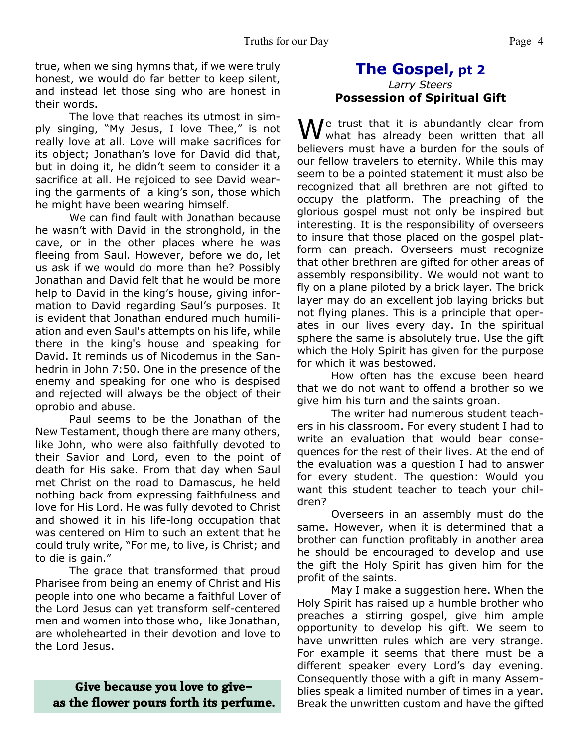true, when we sing hymns that, if we were truly honest, we would do far better to keep silent, and instead let those sing who are honest in their words.

The love that reaches its utmost in simply singing, "My Jesus, I love Thee," is not really love at all. Love will make sacrifices for its object; Jonathan's love for David did that, but in doing it, he didn't seem to consider it a sacrifice at all. He rejoiced to see David wearing the garments of a king's son, those which he might have been wearing himself.

We can find fault with Jonathan because he wasn't with David in the stronghold, in the cave, or in the other places where he was fleeing from Saul. However, before we do, let us ask if we would do more than he? Possibly Jonathan and David felt that he would be more help to David in the king's house, giving information to David regarding Saul's purposes. It is evident that Jonathan endured much humiliation and even Saul's attempts on his life, while there in the king's house and speaking for David. It reminds us of Nicodemus in the Sanhedrin in John 7:50. One in the presence of the enemy and speaking for one who is despised and rejected will always be the object of their oprobio and abuse.

Paul seems to be the Jonathan of the New Testament, though there are many others, like John, who were also faithfully devoted to their Savior and Lord, even to the point of death for His sake. From that day when Saul met Christ on the road to Damascus, he held nothing back from expressing faithfulness and love for His Lord. He was fully devoted to Christ and showed it in his life-long occupation that was centered on Him to such an extent that he could truly write, "For me, to live, is Christ; and to die is gain."

The grace that transformed that proud Pharisee from being an enemy of Christ and His people into one who became a faithful Lover of the Lord Jesus can yet transform self-centered men and women into those who, like Jonathan, are wholehearted in their devotion and love to the Lord Jesus.

**Give because you love to give–
as the flower pours forth its perfume.**

## The Gospel, pt 2

*Larry Steers*

**Possession of Spiritual Gift**

We trust that it is abundantly clear from what has already been written that all believers must have a burden for the souls of our fellow travelers to eternity. While this may seem to be a pointed statement it must also be recognized that all brethren are not gifted to occupy the platform. The preaching of the glorious gospel must not only be inspired but interesting. It is the responsibility of overseers to insure that those placed on the gospel platform can preach. Overseers must recognize that other brethren are gifted for other areas of assembly responsibility. We would not want to fly on a plane piloted by a brick layer. The brick layer may do an excellent job laying bricks but not flying planes. This is a principle that operates in our lives every day. In the spiritual sphere the same is absolutely true. Use the gift which the Holy Spirit has given for the purpose for which it was bestowed.

How often has the excuse been heard that we do not want to offend a brother so we give him his turn and the saints groan.

The writer had numerous student teachers in his classroom. For every student I had to write an evaluation that would bear consequences for the rest of their lives. At the end of the evaluation was a question I had to answer for every student. The question: Would you want this student teacher to teach your children?

Overseers in an assembly must do the same. However, when it is determined that a brother can function profitably in another area he should be encouraged to develop and use the gift the Holy Spirit has given him for the profit of the saints.

May I make a suggestion here. When the Holy Spirit has raised up a humble brother who preaches a stirring gospel, give him ample opportunity to develop his gift. We seem to have unwritten rules which are very strange. For example it seems that there must be a different speaker every Lord's day evening. Consequently those with a gift in many Assemblies speak a limited number of times in a year. Break the unwritten custom and have the gifted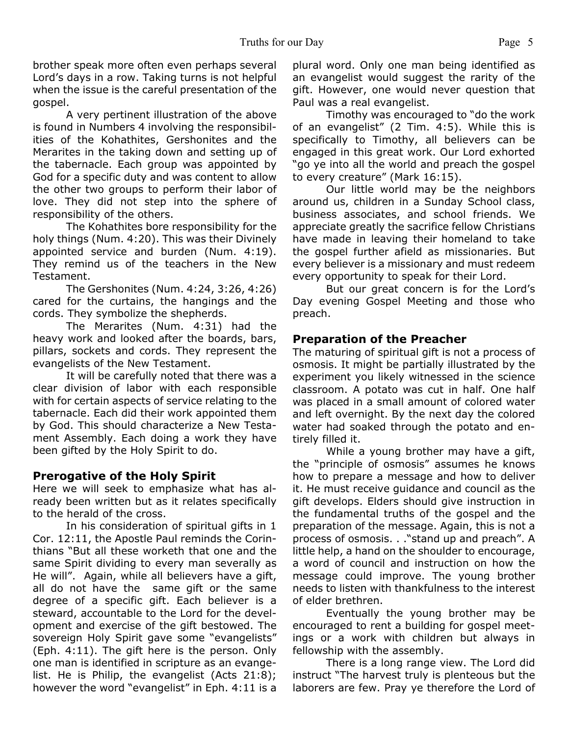brother speak more often even perhaps several Lord's days in a row. Taking turns is not helpful when the issue is the careful presentation of the gospel.

A very pertinent illustration of the above is found in Numbers 4 involving the responsibilities of the Kohathites, Gershonites and the Merarites in the taking down and setting up of the tabernacle. Each group was appointed by God for a specific duty and was content to allow the other two groups to perform their labor of love. They did not step into the sphere of responsibility of the others.

The Kohathites bore responsibility for the holy things (Num. 4:20). This was their Divinely appointed service and burden (Num. 4:19). They remind us of the teachers in the New Testament.

The Gershonites (Num. 4:24, 3:26, 4:26) cared for the curtains, the hangings and the cords. They symbolize the shepherds.

The Merarites (Num. 4:31) had the heavy work and looked after the boards, bars, pillars, sockets and cords. They represent the evangelists of the New Testament.

It will be carefully noted that there was a clear division of labor with each responsible with for certain aspects of service relating to the tabernacle. Each did their work appointed them by God. This should characterize a New Testament Assembly. Each doing a work they have been gifted by the Holy Spirit to do.

## Prerogative of the Holy Spirit

Here we will seek to emphasize what has already been written but as it relates specifically to the herald of the cross.

In his consideration of spiritual gifts in 1 Cor. 12:11, the Apostle Paul reminds the Corinthians "But all these worketh that one and the same Spirit dividing to every man severally as He will". Again, while all believers have a gift, all do not have the same gift or the same degree of a specific gift. Each believer is a steward, accountable to the Lord for the development and exercise of the gift bestowed. The sovereign Holy Spirit gave some "evangelists" (Eph. 4:11). The gift here is the person. Only one man is identified in scripture as an evangelist. He is Philip, the evangelist (Acts 21:8); however the word "evangelist" in Eph. 4:11 is a plural word. Only one man being identified as an evangelist would suggest the rarity of the gift. However, one would never question that Paul was a real evangelist.

Timothy was encouraged to "do the work of an evangelist" (2 Tim. 4:5). While this is specifically to Timothy, all believers can be engaged in this great work. Our Lord exhorted "go ye into all the world and preach the gospel to every creature" (Mark 16:15).

Our little world may be the neighbors around us, children in a Sunday School class, business associates, and school friends. We appreciate greatly the sacrifice fellow Christians have made in leaving their homeland to take the gospel further afield as missionaries. But every believer is a missionary and must redeem every opportunity to speak for their Lord.

But our great concern is for the Lord's Day evening Gospel Meeting and those who preach.

## Preparation of the Preacher

The maturing of spiritual gift is not a process of osmosis. It might be partially illustrated by the experiment you likely witnessed in the science classroom. A potato was cut in half. One half was placed in a small amount of colored water and left overnight. By the next day the colored water had soaked through the potato and entirely filled it.

While a young brother may have a gift, the "principle of osmosis" assumes he knows how to prepare a message and how to deliver it. He must receive guidance and council as the gift develops. Elders should give instruction in the fundamental truths of the gospel and the preparation of the message. Again, this is not a process of osmosis. . ."stand up and preach". A little help, a hand on the shoulder to encourage, a word of council and instruction on how the message could improve. The young brother needs to listen with thankfulness to the interest of elder brethren.

Eventually the young brother may be encouraged to rent a building for gospel meetings or a work with children but always in fellowship with the assembly.

There is a long range view. The Lord did instruct "The harvest truly is plenteous but the laborers are few. Pray ye therefore the Lord of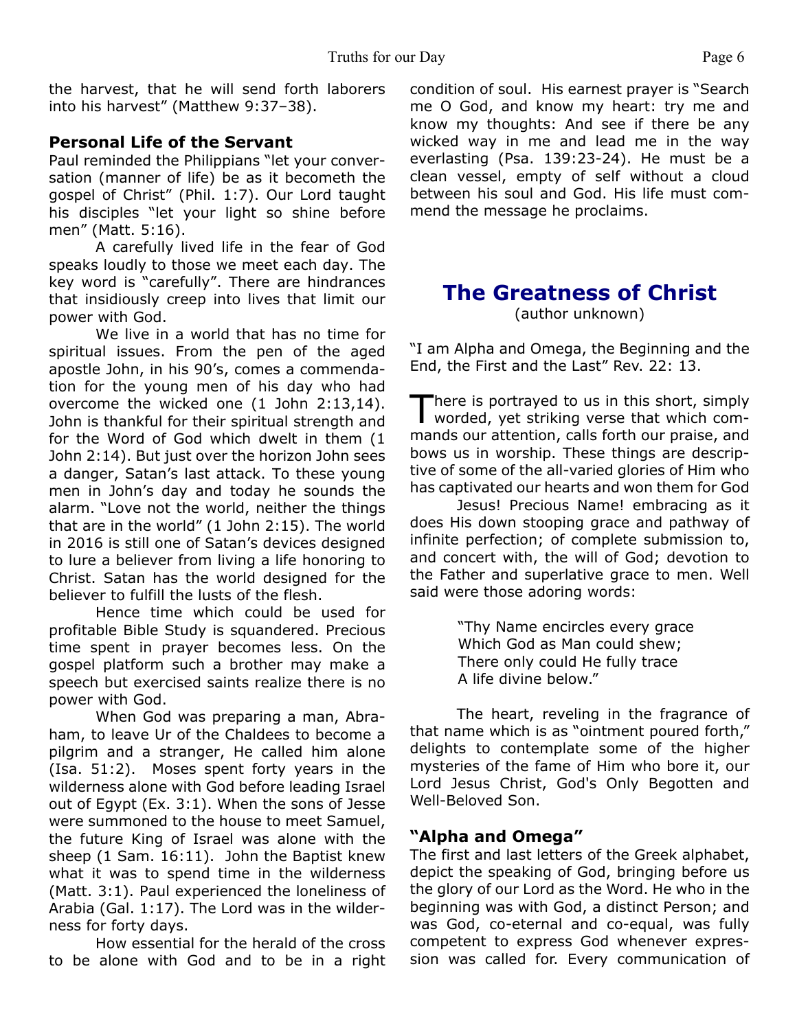the harvest, that he will send forth laborers into his harvest" (Matthew 9:37–38).

### Personal Life of the Servant

Paul reminded the Philippians "let your conversation (manner of life) be as it becometh the gospel of Christ" (Phil. 1:7). Our Lord taught his disciples "let your light so shine before men" (Matt. 5:16).

A carefully lived life in the fear of God speaks loudly to those we meet each day. The key word is "carefully". There are hindrances that insidiously creep into lives that limit our power with God.

We live in a world that has no time for spiritual issues. From the pen of the aged apostle John, in his 90's, comes a commendation for the young men of his day who had overcome the wicked one (1 John 2:13,14). John is thankful for their spiritual strength and for the Word of God which dwelt in them (1 John 2:14). But just over the horizon John sees a danger, Satan's last attack. To these young men in John's day and today he sounds the alarm. "Love not the world, neither the things that are in the world" (1 John 2:15). The world in 2016 is still one of Satan's devices designed to lure a believer from living a life honoring to Christ. Satan has the world designed for the believer to fulfill the lusts of the flesh.

Hence time which could be used for profitable Bible Study is squandered. Precious time spent in prayer becomes less. On the gospel platform such a brother may make a speech but exercised saints realize there is no power with God.

When God was preparing a man, Abraham, to leave Ur of the Chaldees to become a pilgrim and a stranger, He called him alone (Isa. 51:2). Moses spent forty years in the wilderness alone with God before leading Israel out of Egypt (Ex. 3:1). When the sons of Jesse were summoned to the house to meet Samuel, the future King of Israel was alone with the sheep (1 Sam. 16:11). John the Baptist knew what it was to spend time in the wilderness (Matt. 3:1). Paul experienced the loneliness of Arabia (Gal. 1:17). The Lord was in the wilderness for forty days.

How essential for the herald of the cross to be alone with God and to be in a right condition of soul. His earnest prayer is "Search me O God, and know my heart: try me and know my thoughts: And see if there be any wicked way in me and lead me in the way everlasting (Psa. 139:23-24). He must be a clean vessel, empty of self without a cloud between his soul and God. His life must commend the message he proclaims.

## The Greatness of Christ

(author unknown)

"I am Alpha and Omega, the Beginning and the End, the First and the Last" Rev. 22: 13.

There is portrayed to us in this short, simply worded, yet striking verse that which commands our attention, calls forth our praise, and bows us in worship. These things are descriptive of some of the all-varied glories of Him who has captivated our hearts and won them for God

Jesus! Precious Name! embracing as it does His down stooping grace and pathway of infinite perfection; of complete submission to, and concert with, the will of God; devotion to the Father and superlative grace to men. Well said were those adoring words:

> "Thy Name encircles every grace
> Which God as Man could shew;
> There only could He fully trace
> A life divine below."

The heart, reveling in the fragrance of that name which is as "ointment poured forth," delights to contemplate some of the higher mysteries of the fame of Him who bore it, our Lord Jesus Christ, God's Only Begotten and Well-Beloved Son.

### "Alpha and Omega"

The first and last letters of the Greek alphabet, depict the speaking of God, bringing before us the glory of our Lord as the Word. He who in the beginning was with God, a distinct Person; and was God, co-eternal and co-equal, was fully competent to express God whenever expression was called for. Every communication of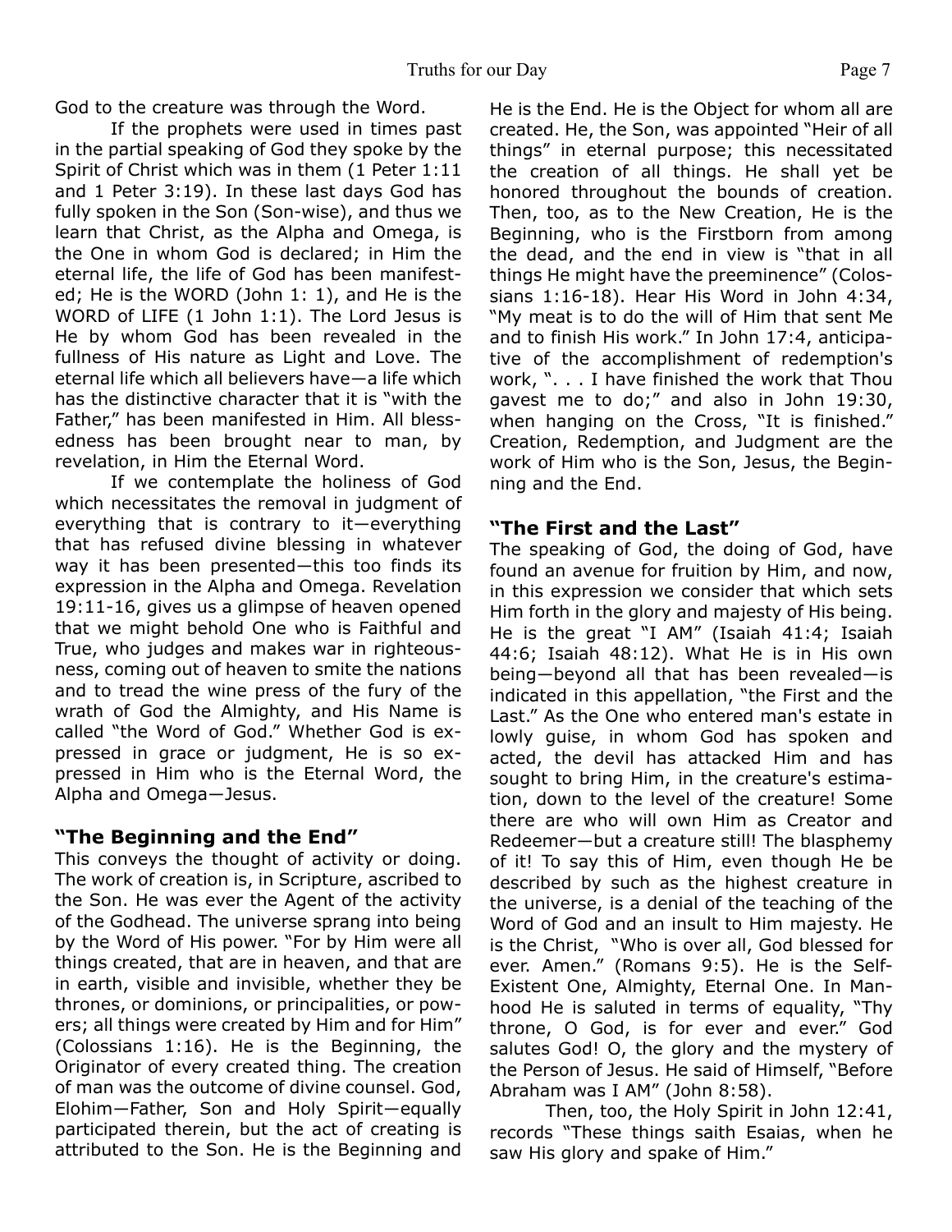God to the creature was through the Word.

If the prophets were used in times past in the partial speaking of God they spoke by the Spirit of Christ which was in them (1 Peter 1:11 and 1 Peter 3:19). In these last days God has fully spoken in the Son (Son-wise), and thus we learn that Christ, as the Alpha and Omega, is the One in whom God is declared; in Him the eternal life, the life of God has been manifested; He is the WORD (John 1: 1), and He is the WORD of LIFE (1 John 1:1). The Lord Jesus is He by whom God has been revealed in the fullness of His nature as Light and Love. The eternal life which all believers have—a life which has the distinctive character that it is "with the Father," has been manifested in Him. All blessedness has been brought near to man, by revelation, in Him the Eternal Word.

If we contemplate the holiness of God which necessitates the removal in judgment of everything that is contrary to it—everything that has refused divine blessing in whatever way it has been presented—this too finds its expression in the Alpha and Omega. Revelation 19:11-16, gives us a glimpse of heaven opened that we might behold One who is Faithful and True, who judges and makes war in righteousness, coming out of heaven to smite the nations and to tread the wine press of the fury of the wrath of God the Almighty, and His Name is called "the Word of God." Whether God is expressed in grace or judgment, He is so expressed in Him who is the Eternal Word, the Alpha and Omega—Jesus.

## "The Beginning and the End"

This conveys the thought of activity or doing. The work of creation is, in Scripture, ascribed to the Son. He was ever the Agent of the activity of the Godhead. The universe sprang into being by the Word of His power. "For by Him were all things created, that are in heaven, and that are in earth, visible and invisible, whether they be thrones, or dominions, or principalities, or powers; all things were created by Him and for Him" (Colossians 1:16). He is the Beginning, the Originator of every created thing. The creation of man was the outcome of divine counsel. God, Elohim—Father, Son and Holy Spirit—equally participated therein, but the act of creating is attributed to the Son. He is the Beginning and He is the End. He is the Object for whom all are created. He, the Son, was appointed "Heir of all things" in eternal purpose; this necessitated the creation of all things. He shall yet be honored throughout the bounds of creation. Then, too, as to the New Creation, He is the Beginning, who is the Firstborn from among the dead, and the end in view is "that in all things He might have the preeminence" (Colossians 1:16-18). Hear His Word in John 4:34, "My meat is to do the will of Him that sent Me and to finish His work." In John 17:4, anticipative of the accomplishment of redemption's work, ". . . I have finished the work that Thou gavest me to do;" and also in John 19:30, when hanging on the Cross, "It is finished." Creation, Redemption, and Judgment are the work of Him who is the Son, Jesus, the Beginning and the End.

## "The First and the Last"

The speaking of God, the doing of God, have found an avenue for fruition by Him, and now, in this expression we consider that which sets Him forth in the glory and majesty of His being. He is the great "I AM" (Isaiah 41:4; Isaiah 44:6; Isaiah 48:12). What He is in His own being—beyond all that has been revealed—is indicated in this appellation, "the First and the Last." As the One who entered man's estate in lowly guise, in whom God has spoken and acted, the devil has attacked Him and has sought to bring Him, in the creature's estimation, down to the level of the creature! Some there are who will own Him as Creator and Redeemer—but a creature still! The blasphemy of it! To say this of Him, even though He be described by such as the highest creature in the universe, is a denial of the teaching of the Word of God and an insult to Him majesty. He is the Christ, "Who is over all, God blessed for ever. Amen." (Romans 9:5). He is the Self-Existent One, Almighty, Eternal One. In Manhood He is saluted in terms of equality, "Thy throne, O God, is for ever and ever." God salutes God! O, the glory and the mystery of the Person of Jesus. He said of Himself, "Before Abraham was I AM" (John 8:58).

Then, too, the Holy Spirit in John 12:41, records "These things saith Esaias, when he saw His glory and spake of Him."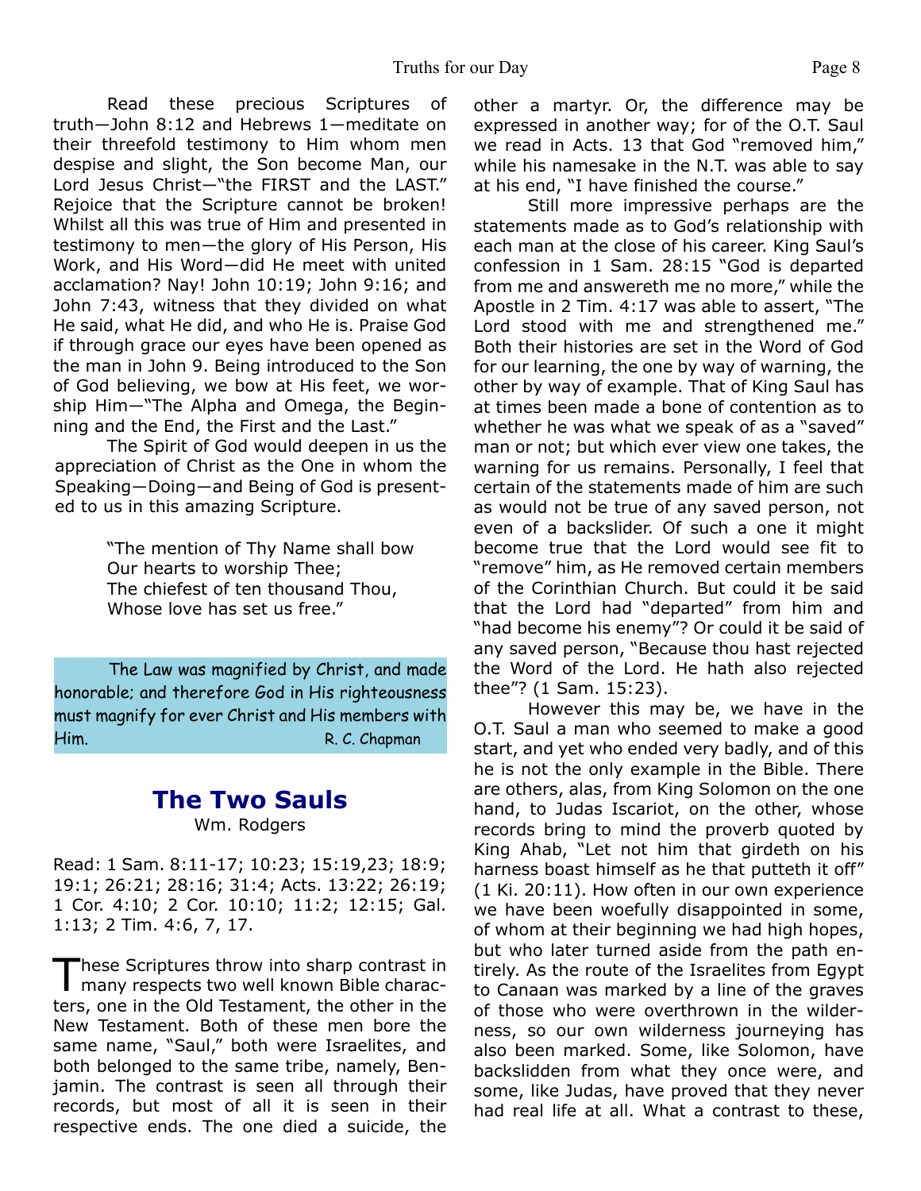Read these precious Scriptures of truth—John 8:12 and Hebrews 1—meditate on their threefold testimony to Him whom men despise and slight, the Son become Man, our Lord Jesus Christ—"the FIRST and the LAST." Rejoice that the Scripture cannot be broken! Whilst all this was true of Him and presented in testimony to men—the glory of His Person, His Work, and His Word—did He meet with united acclamation? Nay! John 10:19; John 9:16; and John 7:43, witness that they divided on what He said, what He did, and who He is. Praise God if through grace our eyes have been opened as the man in John 9. Being introduced to the Son of God believing, we bow at His feet, we worship Him—"The Alpha and Omega, the Beginning and the End, the First and the Last."

The Spirit of God would deepen in us the appreciation of Christ as the One in whom the Speaking—Doing—and Being of God is presented to us in this amazing Scripture.

> "The mention of Thy Name shall bow
> Our hearts to worship Thee;
> The chiefest of ten thousand Thou,
> Whose love has set us free."

> The Law was magnified by Christ, and made honorable; and therefore God in His righteousness must magnify for ever Christ and His members with Him. R. C. Chapman

## The Two Sauls

Wm. Rodgers

Read: 1 Sam. 8:11-17; 10:23; 15:19,23; 18:9; 19:1; 26:21; 28:16; 31:4; Acts. 13:22; 26:19; 1 Cor. 4:10; 2 Cor. 10:10; 11:2; 12:15; Gal. 1:13; 2 Tim. 4:6, 7, 17.

These Scriptures throw into sharp contrast in many respects two well known Bible characters, one in the Old Testament, the other in the New Testament. Both of these men bore the same name, "Saul," both were Israelites, and both belonged to the same tribe, namely, Benjamin. The contrast is seen all through their records, but most of all it is seen in their respective ends. The one died a suicide, the other a martyr. Or, the difference may be expressed in another way; for of the O.T. Saul we read in Acts. 13 that God "removed him," while his namesake in the N.T. was able to say at his end, "I have finished the course."

Still more impressive perhaps are the statements made as to God's relationship with each man at the close of his career. King Saul's confession in 1 Sam. 28:15 "God is departed from me and answereth me no more," while the Apostle in 2 Tim. 4:17 was able to assert, "The Lord stood with me and strengthened me." Both their histories are set in the Word of God for our learning, the one by way of warning, the other by way of example. That of King Saul has at times been made a bone of contention as to whether he was what we speak of as a "saved" man or not; but which ever view one takes, the warning for us remains. Personally, I feel that certain of the statements made of him are such as would not be true of any saved person, not even of a backslider. Of such a one it might become true that the Lord would see fit to "remove" him, as He removed certain members of the Corinthian Church. But could it be said that the Lord had "departed" from him and "had become his enemy"? Or could it be said of any saved person, "Because thou hast rejected the Word of the Lord. He hath also rejected thee"? (1 Sam. 15:23).

However this may be, we have in the O.T. Saul a man who seemed to make a good start, and yet who ended very badly, and of this he is not the only example in the Bible. There are others, alas, from King Solomon on the one hand, to Judas Iscariot, on the other, whose records bring to mind the proverb quoted by King Ahab, "Let not him that girdeth on his harness boast himself as he that putteth it off" (1 Ki. 20:11). How often in our own experience we have been woefully disappointed in some, of whom at their beginning we had high hopes, but who later turned aside from the path entirely. As the route of the Israelites from Egypt to Canaan was marked by a line of the graves of those who were overthrown in the wilderness, so our own wilderness journeying has also been marked. Some, like Solomon, have backslidden from what they once were, and some, like Judas, have proved that they never had real life at all. What a contrast to these,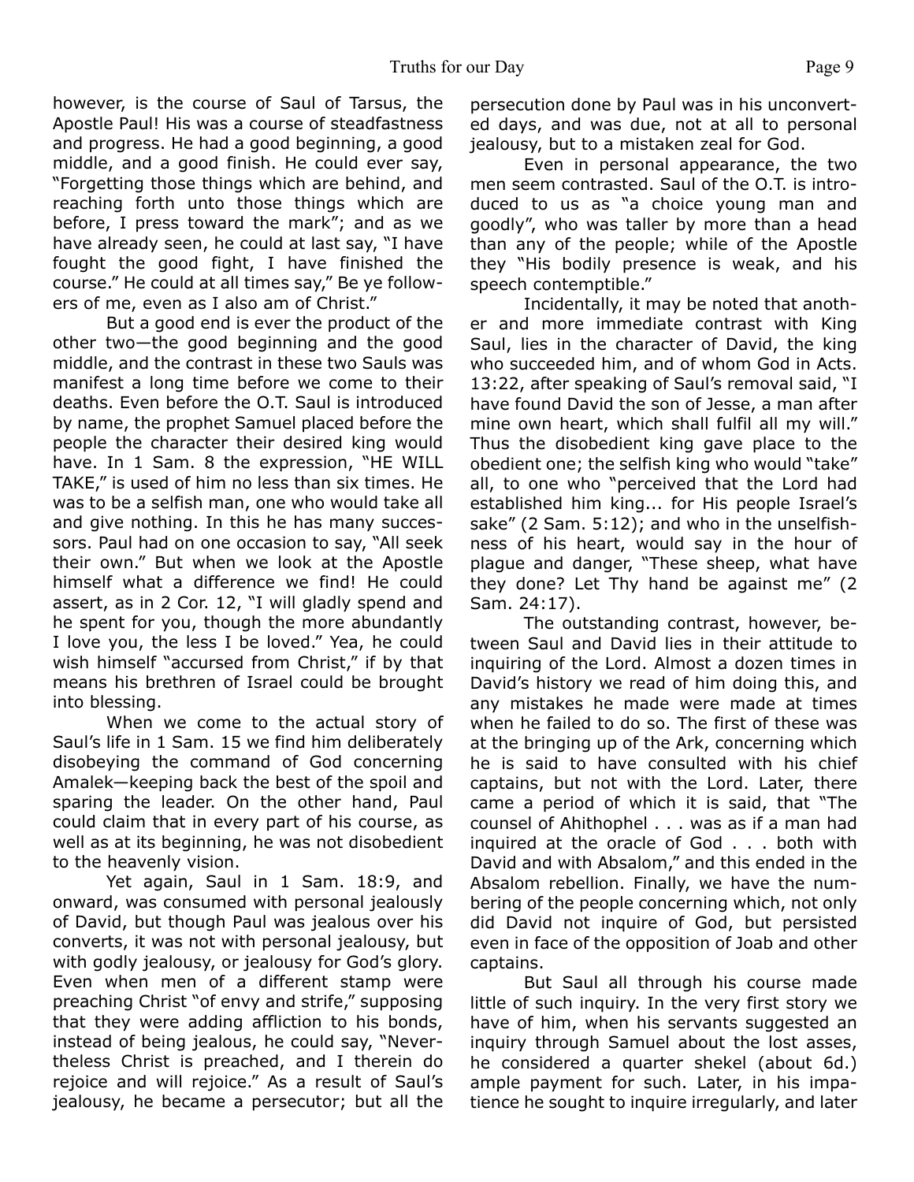however, is the course of Saul of Tarsus, the Apostle Paul! His was a course of steadfastness and progress. He had a good beginning, a good middle, and a good finish. He could ever say, "Forgetting those things which are behind, and reaching forth unto those things which are before, I press toward the mark"; and as we have already seen, he could at last say, "I have fought the good fight, I have finished the course." He could at all times say," Be ye followers of me, even as I also am of Christ."

But a good end is ever the product of the other two—the good beginning and the good middle, and the contrast in these two Sauls was manifest a long time before we come to their deaths. Even before the O.T. Saul is introduced by name, the prophet Samuel placed before the people the character their desired king would have. In 1 Sam. 8 the expression, "HE WILL TAKE," is used of him no less than six times. He was to be a selfish man, one who would take all and give nothing. In this he has many successors. Paul had on one occasion to say, "All seek their own." But when we look at the Apostle himself what a difference we find! He could assert, as in 2 Cor. 12, "I will gladly spend and he spent for you, though the more abundantly I love you, the less I be loved." Yea, he could wish himself "accursed from Christ," if by that means his brethren of Israel could be brought into blessing.

When we come to the actual story of Saul's life in 1 Sam. 15 we find him deliberately disobeying the command of God concerning Amalek—keeping back the best of the spoil and sparing the leader. On the other hand, Paul could claim that in every part of his course, as well as at its beginning, he was not disobedient to the heavenly vision.

Yet again, Saul in 1 Sam. 18:9, and onward, was consumed with personal jealously of David, but though Paul was jealous over his converts, it was not with personal jealousy, but with godly jealousy, or jealousy for God's glory. Even when men of a different stamp were preaching Christ "of envy and strife," supposing that they were adding affliction to his bonds, instead of being jealous, he could say, "Nevertheless Christ is preached, and I therein do rejoice and will rejoice." As a result of Saul's jealousy, he became a persecutor; but all the persecution done by Paul was in his unconverted days, and was due, not at all to personal jealousy, but to a mistaken zeal for God.

Even in personal appearance, the two men seem contrasted. Saul of the O.T. is introduced to us as "a choice young man and goodly", who was taller by more than a head than any of the people; while of the Apostle they "His bodily presence is weak, and his speech contemptible."

Incidentally, it may be noted that another and more immediate contrast with King Saul, lies in the character of David, the king who succeeded him, and of whom God in Acts. 13:22, after speaking of Saul's removal said, "I have found David the son of Jesse, a man after mine own heart, which shall fulfil all my will." Thus the disobedient king gave place to the obedient one; the selfish king who would "take" all, to one who "perceived that the Lord had established him king... for His people Israel's sake" (2 Sam. 5:12); and who in the unselfishness of his heart, would say in the hour of plague and danger, "These sheep, what have they done? Let Thy hand be against me" (2 Sam. 24:17).

The outstanding contrast, however, between Saul and David lies in their attitude to inquiring of the Lord. Almost a dozen times in David's history we read of him doing this, and any mistakes he made were made at times when he failed to do so. The first of these was at the bringing up of the Ark, concerning which he is said to have consulted with his chief captains, but not with the Lord. Later, there came a period of which it is said, that "The counsel of Ahithophel . . . was as if a man had inquired at the oracle of God . . . both with David and with Absalom," and this ended in the Absalom rebellion. Finally, we have the numbering of the people concerning which, not only did David not inquire of God, but persisted even in face of the opposition of Joab and other captains.

But Saul all through his course made little of such inquiry. In the very first story we have of him, when his servants suggested an inquiry through Samuel about the lost asses, he considered a quarter shekel (about 6d.) ample payment for such. Later, in his impatience he sought to inquire irregularly, and later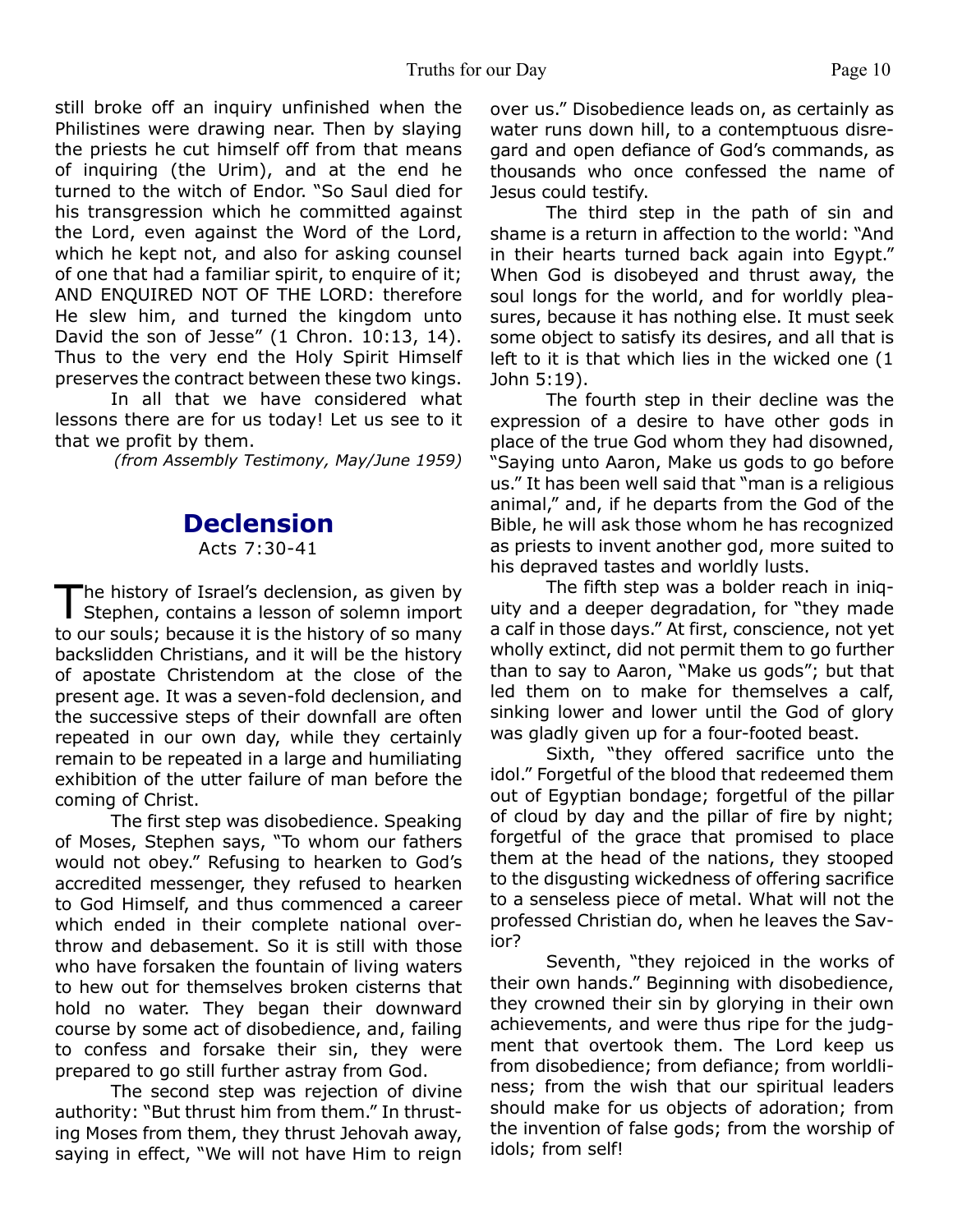still broke off an inquiry unfinished when the Philistines were drawing near. Then by slaying the priests he cut himself off from that means of inquiring (the Urim), and at the end he turned to the witch of Endor. "So Saul died for his transgression which he committed against the Lord, even against the Word of the Lord, which he kept not, and also for asking counsel of one that had a familiar spirit, to enquire of it; AND ENQUIRED NOT OF THE LORD: therefore He slew him, and turned the kingdom unto David the son of Jesse" (1 Chron. 10:13, 14). Thus to the very end the Holy Spirit Himself preserves the contract between these two kings.

In all that we have considered what lessons there are for us today! Let us see to it that we profit by them.

*(from Assembly Testimony, May/June 1959)*

## Declension

Acts 7:30-41

The history of Israel's declension, as given by Stephen, contains a lesson of solemn import to our souls; because it is the history of so many backslidden Christians, and it will be the history of apostate Christendom at the close of the present age. It was a seven-fold declension, and the successive steps of their downfall are often repeated in our own day, while they certainly remain to be repeated in a large and humiliating exhibition of the utter failure of man before the coming of Christ.

The first step was disobedience. Speaking of Moses, Stephen says, "To whom our fathers would not obey." Refusing to hearken to God's accredited messenger, they refused to hearken to God Himself, and thus commenced a career which ended in their complete national overthrow and debasement. So it is still with those who have forsaken the fountain of living waters to hew out for themselves broken cisterns that hold no water. They began their downward course by some act of disobedience, and, failing to confess and forsake their sin, they were prepared to go still further astray from God.

The second step was rejection of divine authority: "But thrust him from them." In thrusting Moses from them, they thrust Jehovah away, saying in effect, "We will not have Him to reign over us." Disobedience leads on, as certainly as water runs down hill, to a contemptuous disregard and open defiance of God's commands, as thousands who once confessed the name of Jesus could testify.

The third step in the path of sin and shame is a return in affection to the world: "And in their hearts turned back again into Egypt." When God is disobeyed and thrust away, the soul longs for the world, and for worldly pleasures, because it has nothing else. It must seek some object to satisfy its desires, and all that is left to it is that which lies in the wicked one (1 John 5:19).

The fourth step in their decline was the expression of a desire to have other gods in place of the true God whom they had disowned, "Saying unto Aaron, Make us gods to go before us." It has been well said that "man is a religious animal," and, if he departs from the God of the Bible, he will ask those whom he has recognized as priests to invent another god, more suited to his depraved tastes and worldly lusts.

The fifth step was a bolder reach in iniquity and a deeper degradation, for "they made a calf in those days." At first, conscience, not yet wholly extinct, did not permit them to go further than to say to Aaron, "Make us gods"; but that led them on to make for themselves a calf, sinking lower and lower until the God of glory was gladly given up for a four-footed beast.

Sixth, "they offered sacrifice unto the idol." Forgetful of the blood that redeemed them out of Egyptian bondage; forgetful of the pillar of cloud by day and the pillar of fire by night; forgetful of the grace that promised to place them at the head of the nations, they stooped to the disgusting wickedness of offering sacrifice to a senseless piece of metal. What will not the professed Christian do, when he leaves the Savior?

Seventh, "they rejoiced in the works of their own hands." Beginning with disobedience, they crowned their sin by glorying in their own achievements, and were thus ripe for the judgment that overtook them. The Lord keep us from disobedience; from defiance; from worldliness; from the wish that our spiritual leaders should make for us objects of adoration; from the invention of false gods; from the worship of idols; from self!